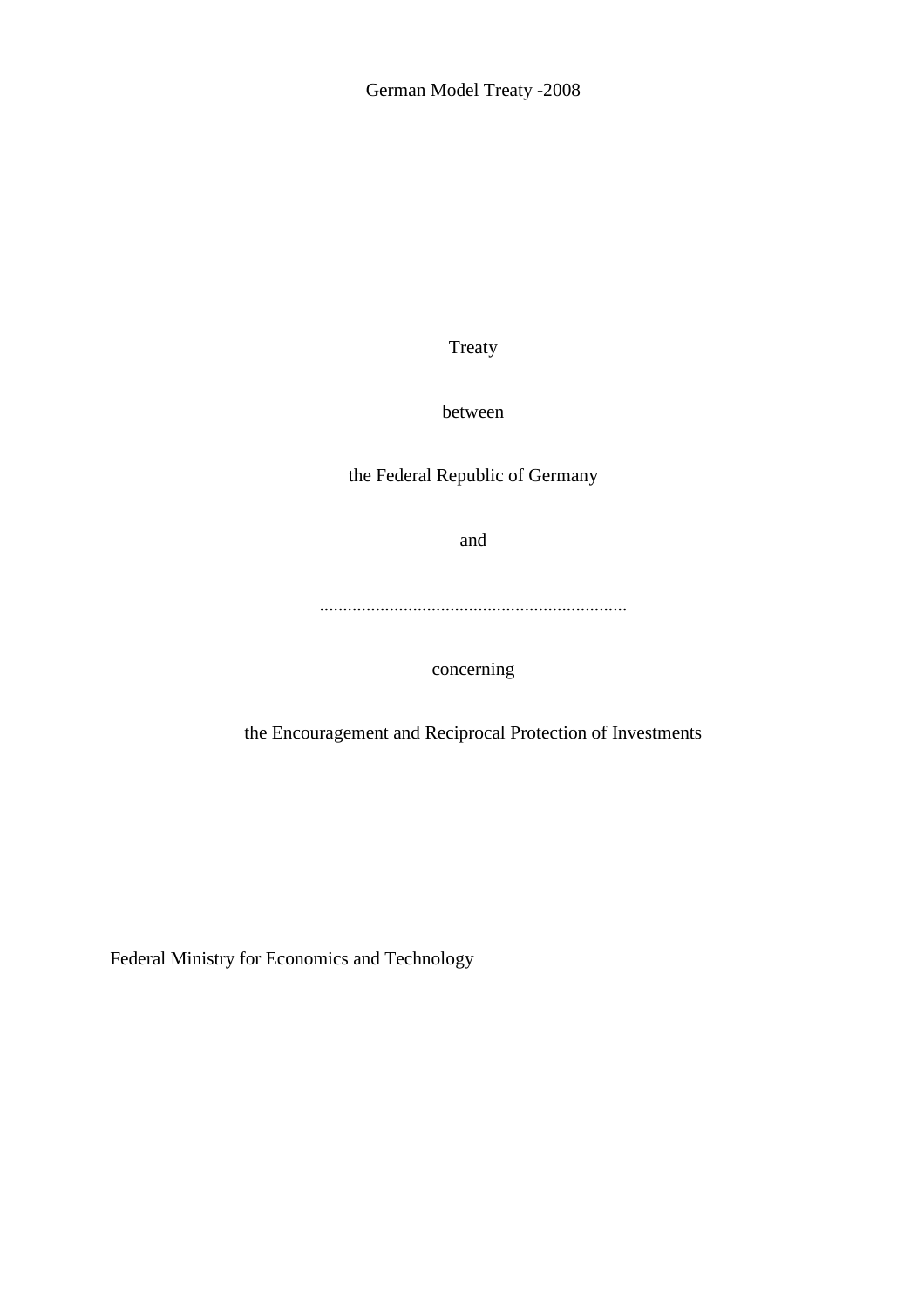German Model Treaty -2008

Treaty

between

the Federal Republic of Germany

and

..................................................................

concerning

the Encouragement and Reciprocal Protection of Investments

Federal Ministry for Economics and Technology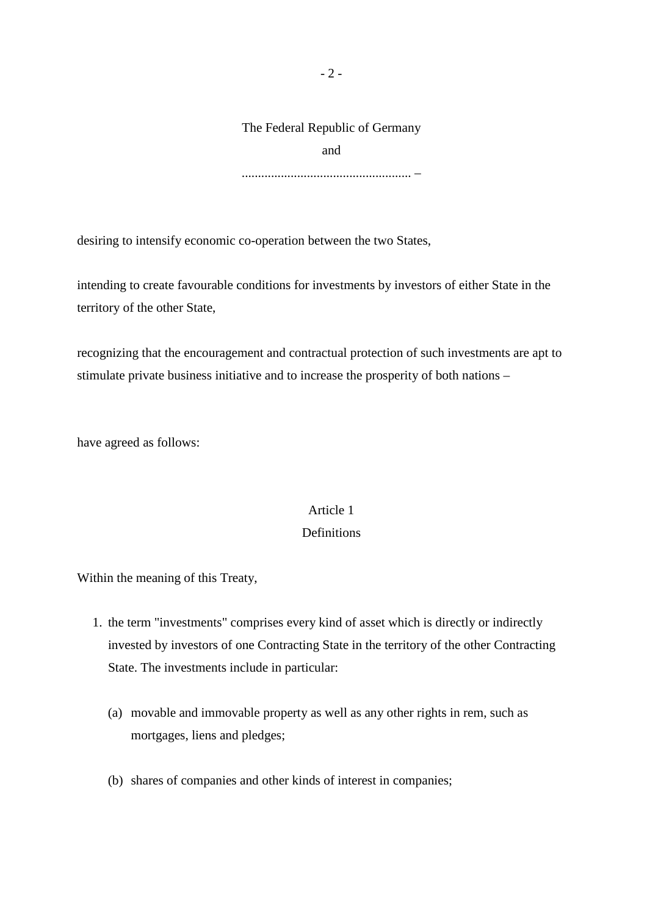The Federal Republic of Germany

and

.................................................... –

desiring to intensify economic co-operation between the two States,

intending to create favourable conditions for investments by investors of either State in the territory of the other State,

recognizing that the encouragement and contractual protection of such investments are apt to stimulate private business initiative and to increase the prosperity of both nations –

have agreed as follows:

## Article 1
## Definitions

Within the meaning of this Treaty,

1. the term "investments" comprises every kind of asset which is directly or indirectly invested by investors of one Contracting State in the territory of the other Contracting State. The investments include in particular:

   (a) movable and immovable property as well as any other rights in rem, such as mortgages, liens and pledges;

   (b) shares of companies and other kinds of interest in companies;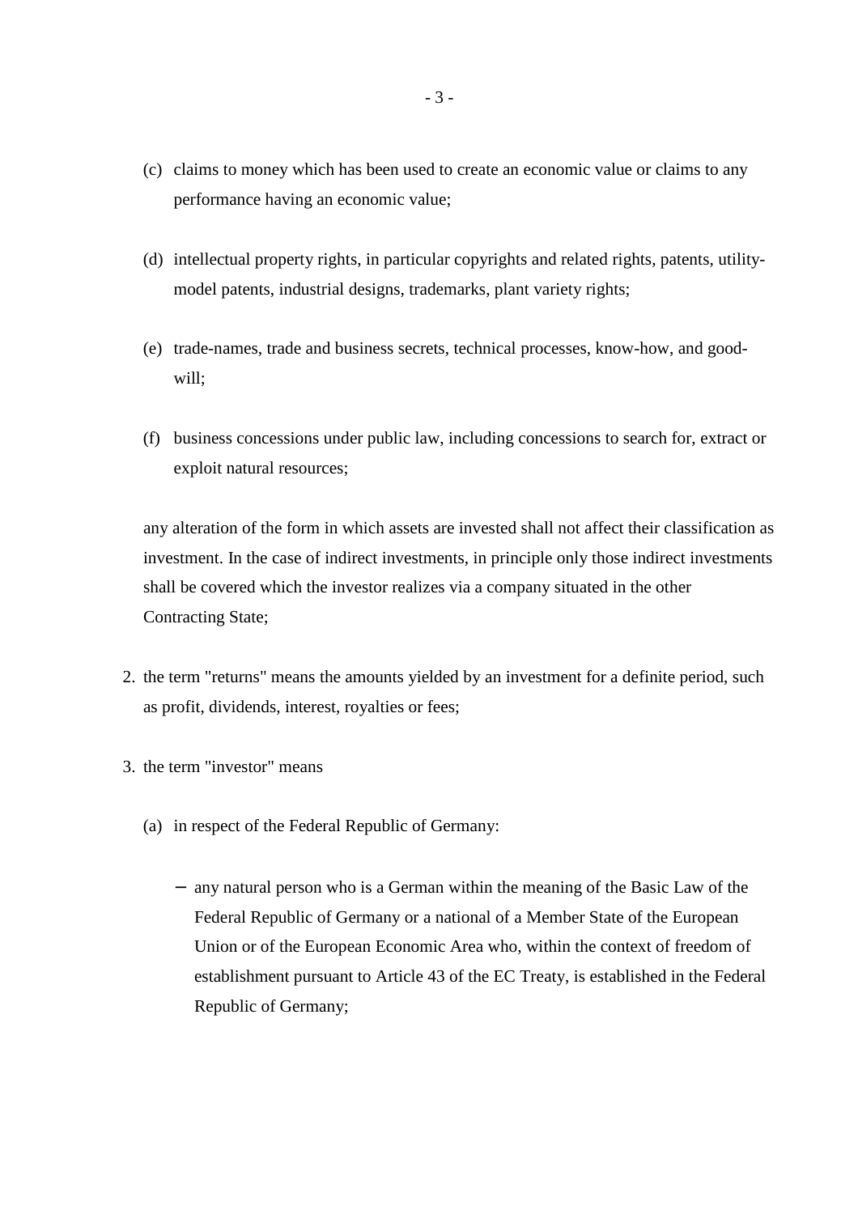(c) claims to money which has been used to create an economic value or claims to any performance having an economic value;

(d) intellectual property rights, in particular copyrights and related rights, patents, utility-model patents, industrial designs, trademarks, plant variety rights;

(e) trade-names, trade and business secrets, technical processes, know-how, and good-will;

(f) business concessions under public law, including concessions to search for, extract or exploit natural resources;

any alteration of the form in which assets are invested shall not affect their classification as investment. In the case of indirect investments, in principle only those indirect investments shall be covered which the investor realizes via a company situated in the other Contracting State;

2. the term "returns" means the amounts yielded by an investment for a definite period, such as profit, dividends, interest, royalties or fees;

3. the term "investor" means

   (a) in respect of the Federal Republic of Germany:

   – any natural person who is a German within the meaning of the Basic Law of the Federal Republic of Germany or a national of a Member State of the European Union or of the European Economic Area who, within the context of freedom of establishment pursuant to Article 43 of the EC Treaty, is established in the Federal Republic of Germany;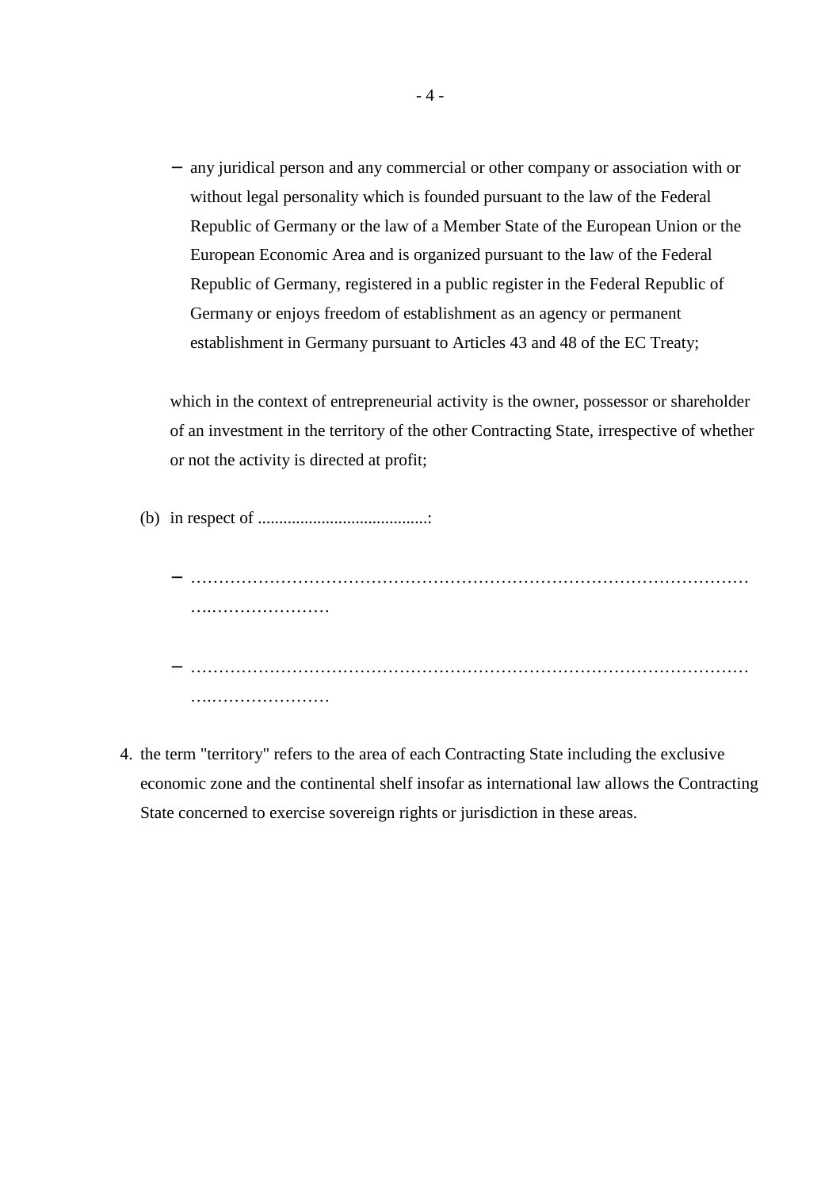- any juridical person and any commercial or other company or association with or without legal personality which is founded pursuant to the law of the Federal Republic of Germany or the law of a Member State of the European Union or the European Economic Area and is organized pursuant to the law of the Federal Republic of Germany, registered in a public register in the Federal Republic of Germany or enjoys freedom of establishment as an agency or permanent establishment in Germany pursuant to Articles 43 and 48 of the EC Treaty;

  which in the context of entrepreneurial activity is the owner, possessor or shareholder of an investment in the territory of the other Contracting State, irrespective of whether or not the activity is directed at profit;

(b) in respect of ........................................:

- ……………………………………………………………………………………………..……………………

- ……………………………………………………………………………………………..……………………

4. the term "territory" refers to the area of each Contracting State including the exclusive economic zone and the continental shelf insofar as international law allows the Contracting State concerned to exercise sovereign rights or jurisdiction in these areas.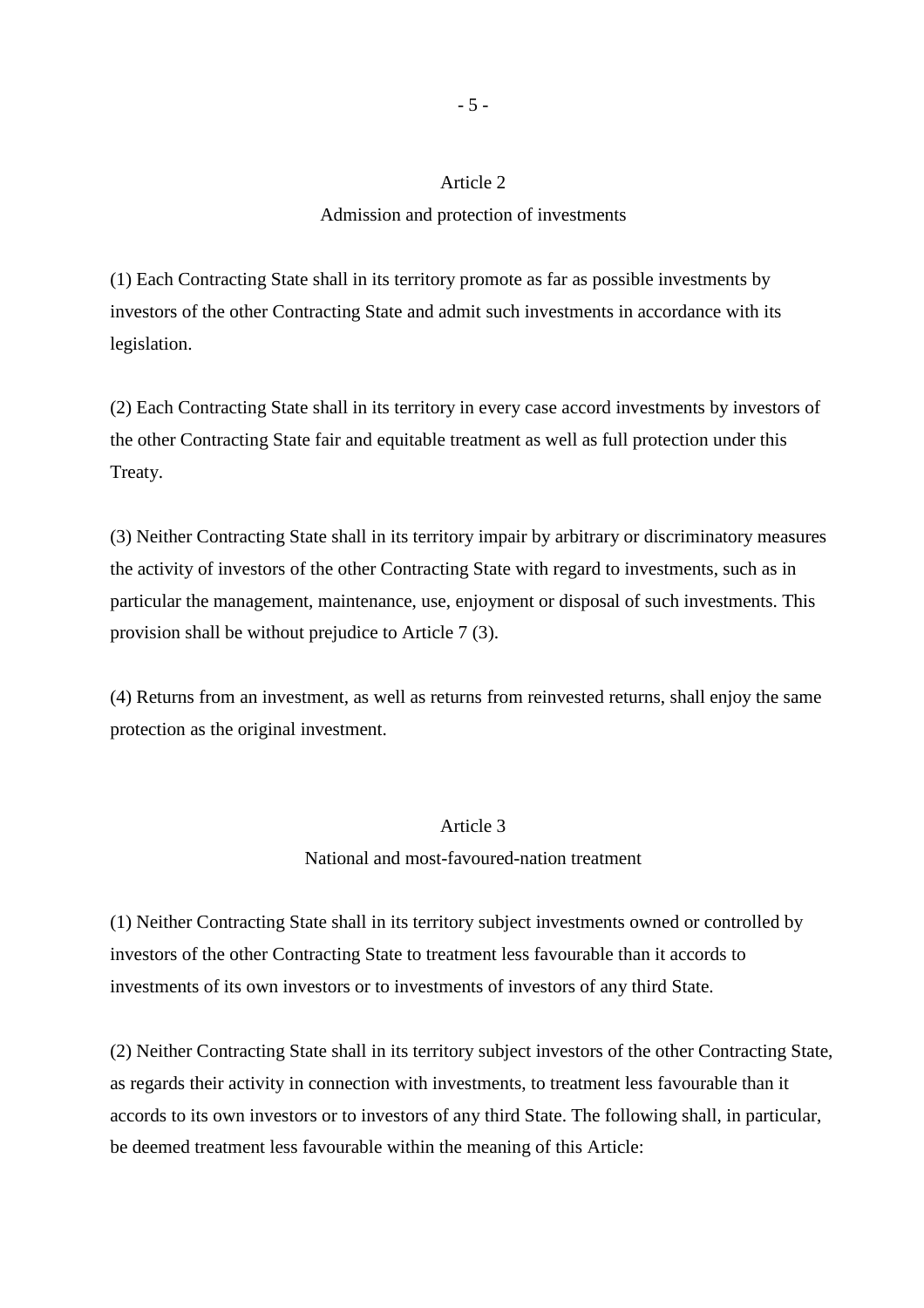## Article 2

## Admission and protection of investments

(1) Each Contracting State shall in its territory promote as far as possible investments by investors of the other Contracting State and admit such investments in accordance with its legislation.

(2) Each Contracting State shall in its territory in every case accord investments by investors of the other Contracting State fair and equitable treatment as well as full protection under this Treaty.

(3) Neither Contracting State shall in its territory impair by arbitrary or discriminatory measures the activity of investors of the other Contracting State with regard to investments, such as in particular the management, maintenance, use, enjoyment or disposal of such investments. This provision shall be without prejudice to Article 7 (3).

(4) Returns from an investment, as well as returns from reinvested returns, shall enjoy the same protection as the original investment.

## Article 3

## National and most-favoured-nation treatment

(1) Neither Contracting State shall in its territory subject investments owned or controlled by investors of the other Contracting State to treatment less favourable than it accords to investments of its own investors or to investments of investors of any third State.

(2) Neither Contracting State shall in its territory subject investors of the other Contracting State, as regards their activity in connection with investments, to treatment less favourable than it accords to its own investors or to investors of any third State. The following shall, in particular, be deemed treatment less favourable within the meaning of this Article: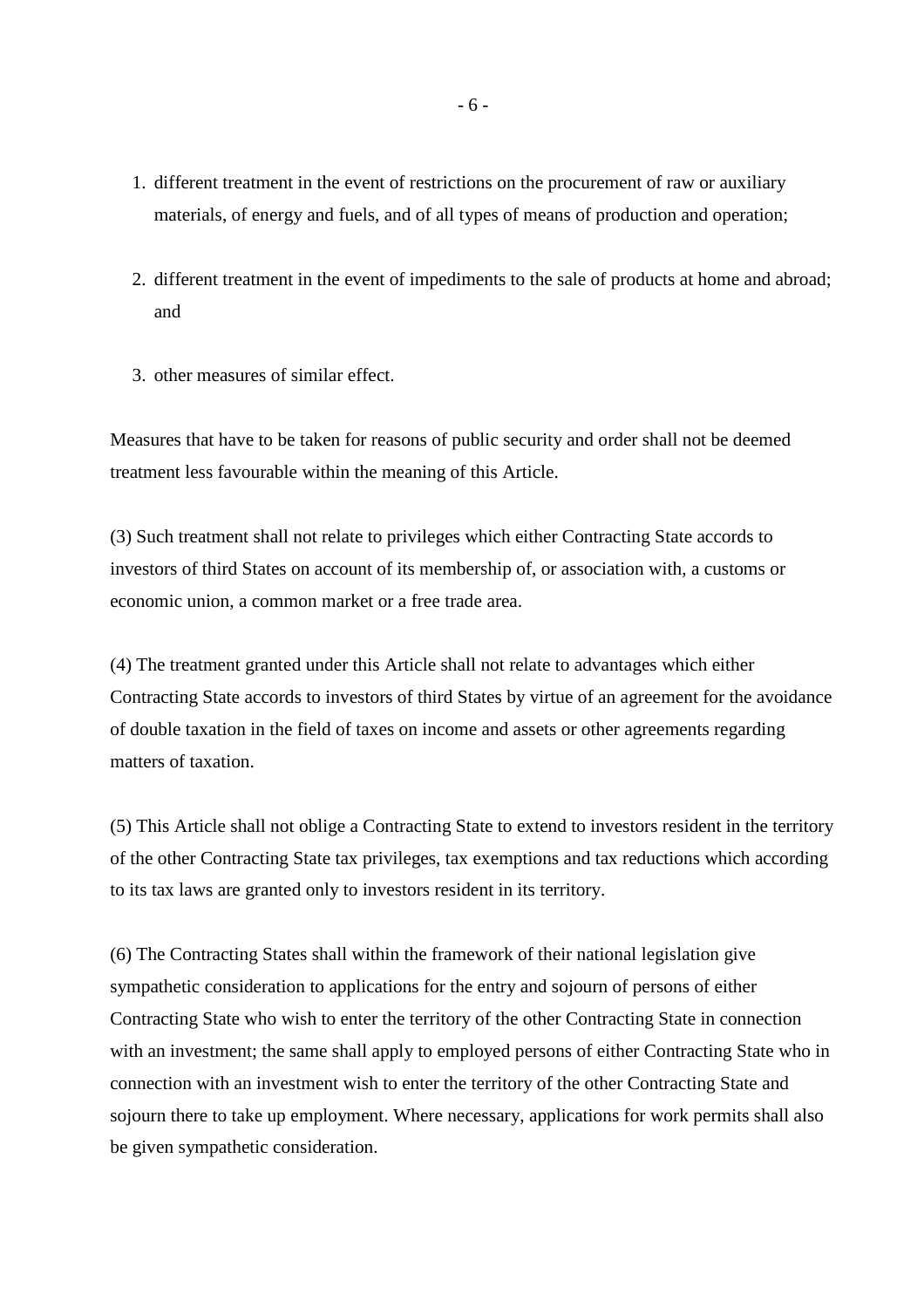1. different treatment in the event of restrictions on the procurement of raw or auxiliary materials, of energy and fuels, and of all types of means of production and operation;

2. different treatment in the event of impediments to the sale of products at home and abroad; and

3. other measures of similar effect.

Measures that have to be taken for reasons of public security and order shall not be deemed treatment less favourable within the meaning of this Article.

(3) Such treatment shall not relate to privileges which either Contracting State accords to investors of third States on account of its membership of, or association with, a customs or economic union, a common market or a free trade area.

(4) The treatment granted under this Article shall not relate to advantages which either Contracting State accords to investors of third States by virtue of an agreement for the avoidance of double taxation in the field of taxes on income and assets or other agreements regarding matters of taxation.

(5) This Article shall not oblige a Contracting State to extend to investors resident in the territory of the other Contracting State tax privileges, tax exemptions and tax reductions which according to its tax laws are granted only to investors resident in its territory.

(6) The Contracting States shall within the framework of their national legislation give sympathetic consideration to applications for the entry and sojourn of persons of either Contracting State who wish to enter the territory of the other Contracting State in connection with an investment; the same shall apply to employed persons of either Contracting State who in connection with an investment wish to enter the territory of the other Contracting State and sojourn there to take up employment. Where necessary, applications for work permits shall also be given sympathetic consideration.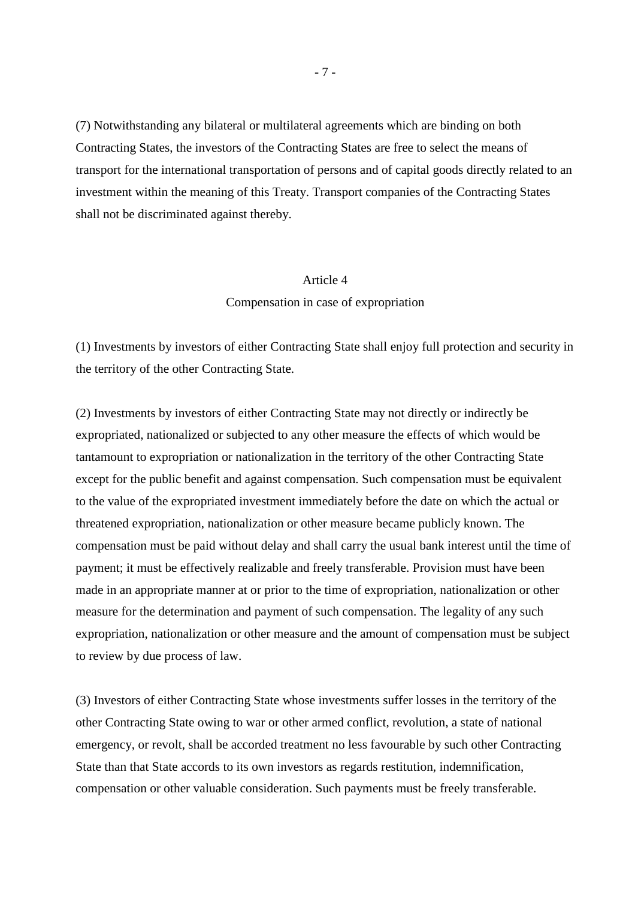(7) Notwithstanding any bilateral or multilateral agreements which are binding on both Contracting States, the investors of the Contracting States are free to select the means of transport for the international transportation of persons and of capital goods directly related to an investment within the meaning of this Treaty. Transport companies of the Contracting States shall not be discriminated against thereby.

## Article 4
### Compensation in case of expropriation

(1) Investments by investors of either Contracting State shall enjoy full protection and security in the territory of the other Contracting State.

(2) Investments by investors of either Contracting State may not directly or indirectly be expropriated, nationalized or subjected to any other measure the effects of which would be tantamount to expropriation or nationalization in the territory of the other Contracting State except for the public benefit and against compensation. Such compensation must be equivalent to the value of the expropriated investment immediately before the date on which the actual or threatened expropriation, nationalization or other measure became publicly known. The compensation must be paid without delay and shall carry the usual bank interest until the time of payment; it must be effectively realizable and freely transferable. Provision must have been made in an appropriate manner at or prior to the time of expropriation, nationalization or other measure for the determination and payment of such compensation. The legality of any such expropriation, nationalization or other measure and the amount of compensation must be subject to review by due process of law.

(3) Investors of either Contracting State whose investments suffer losses in the territory of the other Contracting State owing to war or other armed conflict, revolution, a state of national emergency, or revolt, shall be accorded treatment no less favourable by such other Contracting State than that State accords to its own investors as regards restitution, indemnification, compensation or other valuable consideration. Such payments must be freely transferable.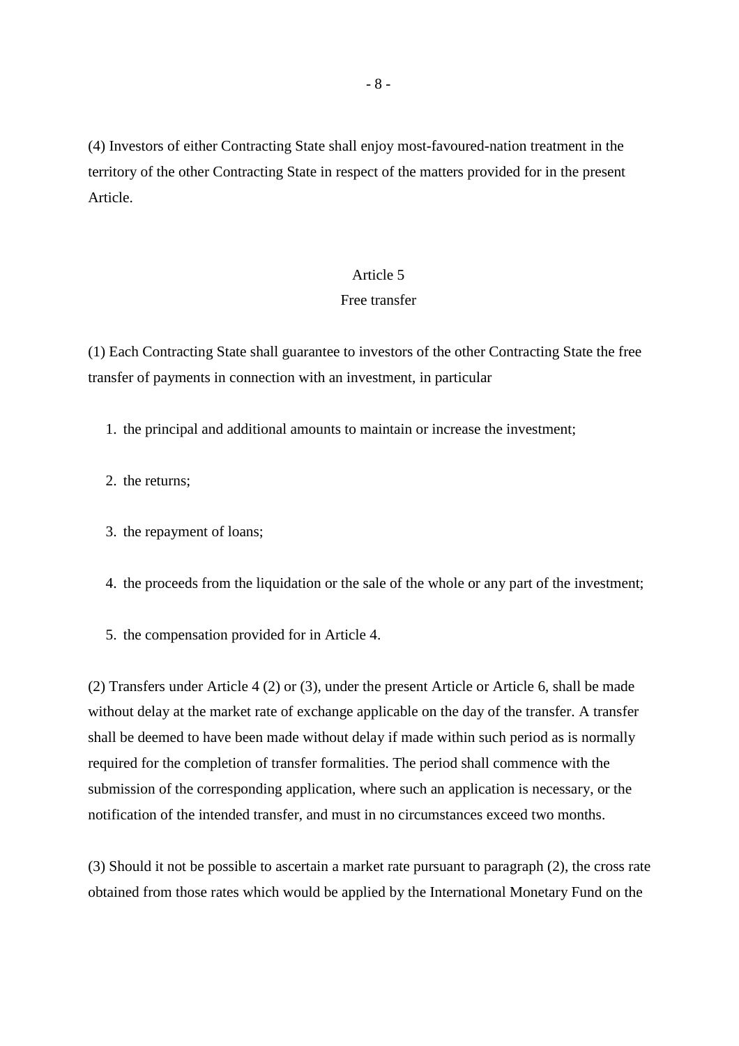(4) Investors of either Contracting State shall enjoy most-favoured-nation treatment in the territory of the other Contracting State in respect of the matters provided for in the present Article.

## Article 5
## Free transfer

(1) Each Contracting State shall guarantee to investors of the other Contracting State the free transfer of payments in connection with an investment, in particular

1. the principal and additional amounts to maintain or increase the investment;
2. the returns;
3. the repayment of loans;
4. the proceeds from the liquidation or the sale of the whole or any part of the investment;
5. the compensation provided for in Article 4.

(2) Transfers under Article 4 (2) or (3), under the present Article or Article 6, shall be made without delay at the market rate of exchange applicable on the day of the transfer. A transfer shall be deemed to have been made without delay if made within such period as is normally required for the completion of transfer formalities. The period shall commence with the submission of the corresponding application, where such an application is necessary, or the notification of the intended transfer, and must in no circumstances exceed two months.

(3) Should it not be possible to ascertain a market rate pursuant to paragraph (2), the cross rate obtained from those rates which would be applied by the International Monetary Fund on the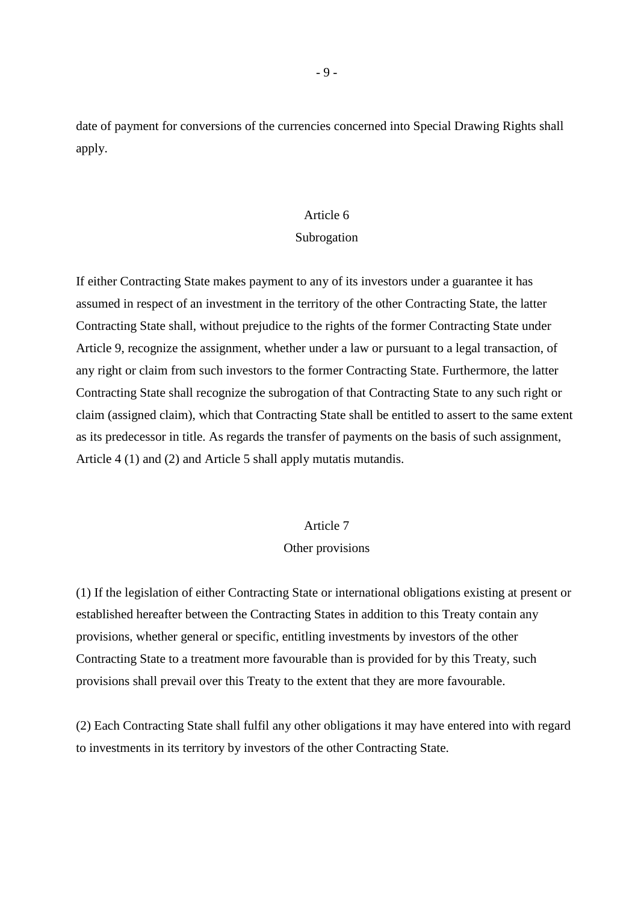date of payment for conversions of the currencies concerned into Special Drawing Rights shall apply.

## Article 6
## Subrogation

If either Contracting State makes payment to any of its investors under a guarantee it has assumed in respect of an investment in the territory of the other Contracting State, the latter Contracting State shall, without prejudice to the rights of the former Contracting State under Article 9, recognize the assignment, whether under a law or pursuant to a legal transaction, of any right or claim from such investors to the former Contracting State. Furthermore, the latter Contracting State shall recognize the subrogation of that Contracting State to any such right or claim (assigned claim), which that Contracting State shall be entitled to assert to the same extent as its predecessor in title. As regards the transfer of payments on the basis of such assignment, Article 4 (1) and (2) and Article 5 shall apply mutatis mutandis.

## Article 7
## Other provisions

(1) If the legislation of either Contracting State or international obligations existing at present or established hereafter between the Contracting States in addition to this Treaty contain any provisions, whether general or specific, entitling investments by investors of the other Contracting State to a treatment more favourable than is provided for by this Treaty, such provisions shall prevail over this Treaty to the extent that they are more favourable.

(2) Each Contracting State shall fulfil any other obligations it may have entered into with regard to investments in its territory by investors of the other Contracting State.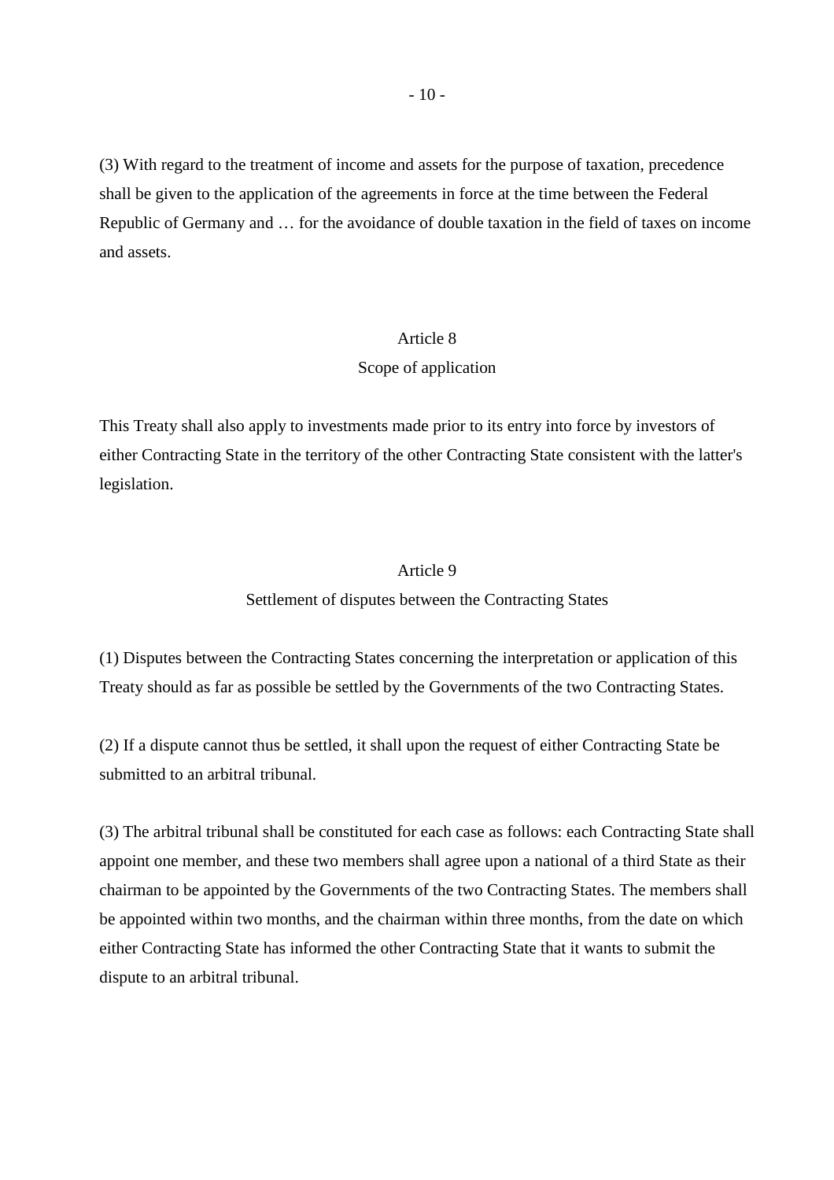(3) With regard to the treatment of income and assets for the purpose of taxation, precedence shall be given to the application of the agreements in force at the time between the Federal Republic of Germany and … for the avoidance of double taxation in the field of taxes on income and assets.

## Article 8
### Scope of application

This Treaty shall also apply to investments made prior to its entry into force by investors of either Contracting State in the territory of the other Contracting State consistent with the latter's legislation.

## Article 9
### Settlement of disputes between the Contracting States

(1) Disputes between the Contracting States concerning the interpretation or application of this Treaty should as far as possible be settled by the Governments of the two Contracting States.

(2) If a dispute cannot thus be settled, it shall upon the request of either Contracting State be submitted to an arbitral tribunal.

(3) The arbitral tribunal shall be constituted for each case as follows: each Contracting State shall appoint one member, and these two members shall agree upon a national of a third State as their chairman to be appointed by the Governments of the two Contracting States. The members shall be appointed within two months, and the chairman within three months, from the date on which either Contracting State has informed the other Contracting State that it wants to submit the dispute to an arbitral tribunal.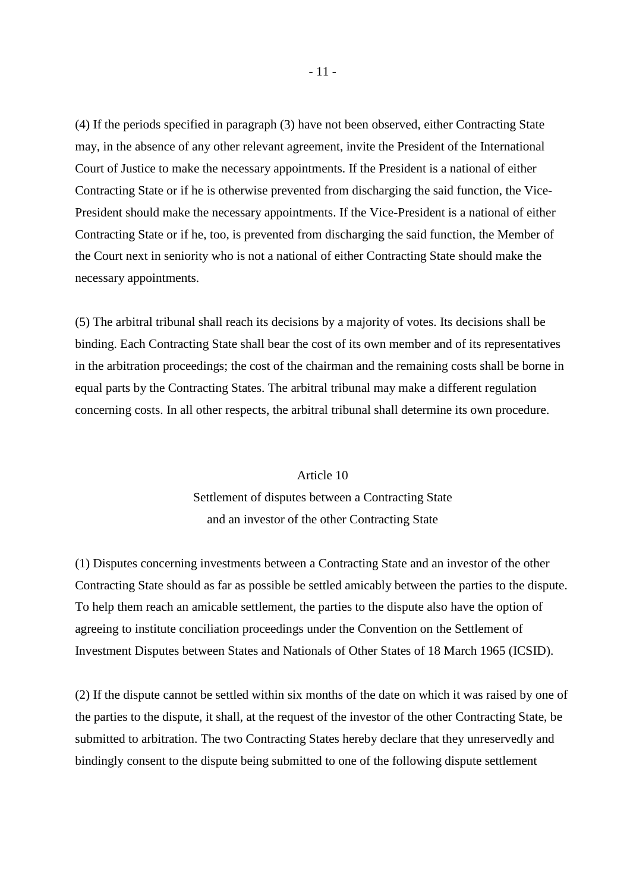(4) If the periods specified in paragraph (3) have not been observed, either Contracting State may, in the absence of any other relevant agreement, invite the President of the International Court of Justice to make the necessary appointments. If the President is a national of either Contracting State or if he is otherwise prevented from discharging the said function, the Vice-President should make the necessary appointments. If the Vice-President is a national of either Contracting State or if he, too, is prevented from discharging the said function, the Member of the Court next in seniority who is not a national of either Contracting State should make the necessary appointments.

(5) The arbitral tribunal shall reach its decisions by a majority of votes. Its decisions shall be binding. Each Contracting State shall bear the cost of its own member and of its representatives in the arbitration proceedings; the cost of the chairman and the remaining costs shall be borne in equal parts by the Contracting States. The arbitral tribunal may make a different regulation concerning costs. In all other respects, the arbitral tribunal shall determine its own procedure.

## Article 10
## Settlement of disputes between a Contracting State and an investor of the other Contracting State

(1) Disputes concerning investments between a Contracting State and an investor of the other Contracting State should as far as possible be settled amicably between the parties to the dispute. To help them reach an amicable settlement, the parties to the dispute also have the option of agreeing to institute conciliation proceedings under the Convention on the Settlement of Investment Disputes between States and Nationals of Other States of 18 March 1965 (ICSID).

(2) If the dispute cannot be settled within six months of the date on which it was raised by one of the parties to the dispute, it shall, at the request of the investor of the other Contracting State, be submitted to arbitration. The two Contracting States hereby declare that they unreservedly and bindingly consent to the dispute being submitted to one of the following dispute settlement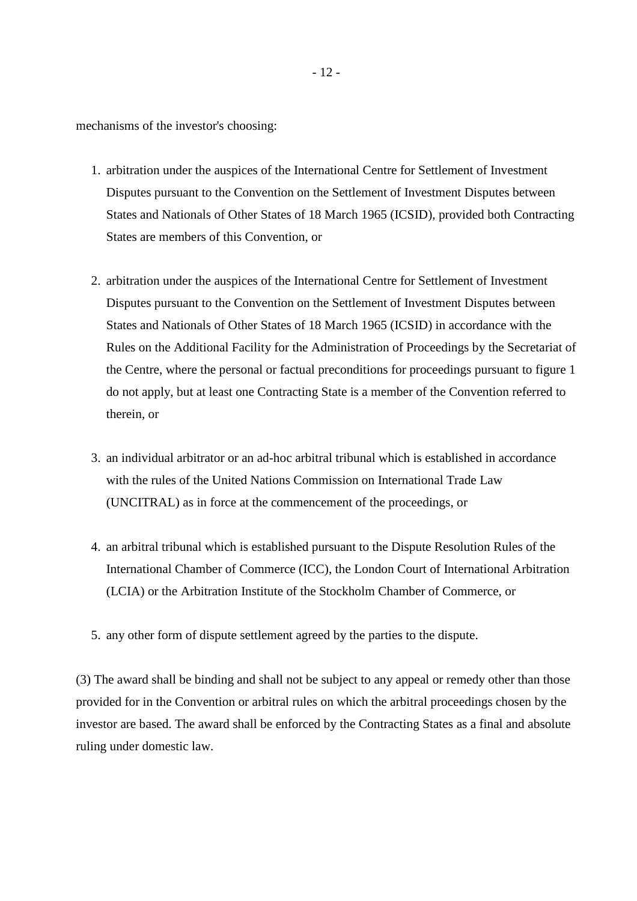mechanisms of the investor's choosing:

1. arbitration under the auspices of the International Centre for Settlement of Investment Disputes pursuant to the Convention on the Settlement of Investment Disputes between States and Nationals of Other States of 18 March 1965 (ICSID), provided both Contracting States are members of this Convention, or

2. arbitration under the auspices of the International Centre for Settlement of Investment Disputes pursuant to the Convention on the Settlement of Investment Disputes between States and Nationals of Other States of 18 March 1965 (ICSID) in accordance with the Rules on the Additional Facility for the Administration of Proceedings by the Secretariat of the Centre, where the personal or factual preconditions for proceedings pursuant to figure 1 do not apply, but at least one Contracting State is a member of the Convention referred to therein, or

3. an individual arbitrator or an ad-hoc arbitral tribunal which is established in accordance with the rules of the United Nations Commission on International Trade Law (UNCITRAL) as in force at the commencement of the proceedings, or

4. an arbitral tribunal which is established pursuant to the Dispute Resolution Rules of the International Chamber of Commerce (ICC), the London Court of International Arbitration (LCIA) or the Arbitration Institute of the Stockholm Chamber of Commerce, or

5. any other form of dispute settlement agreed by the parties to the dispute.

(3) The award shall be binding and shall not be subject to any appeal or remedy other than those provided for in the Convention or arbitral rules on which the arbitral proceedings chosen by the investor are based. The award shall be enforced by the Contracting States as a final and absolute ruling under domestic law.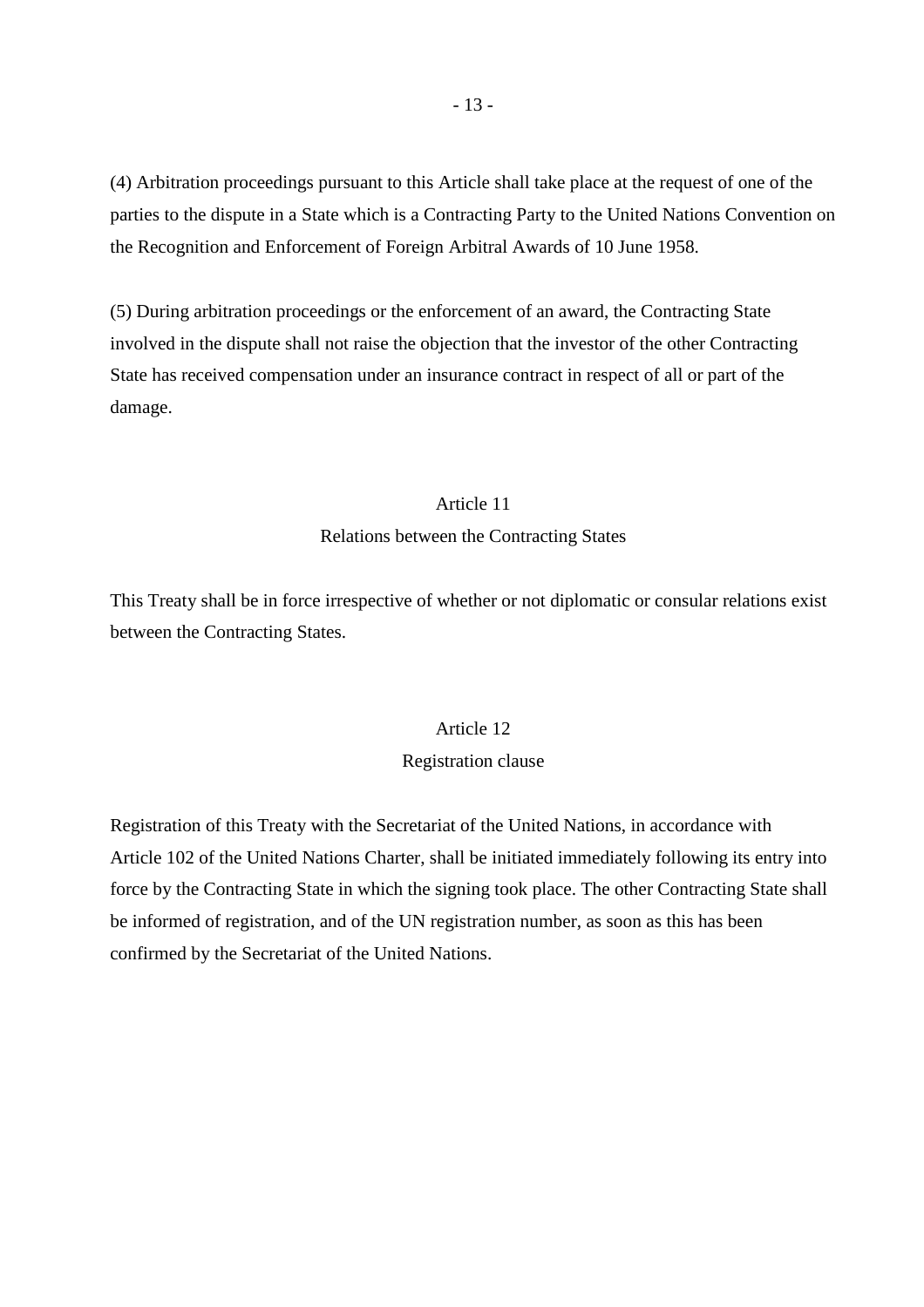(4) Arbitration proceedings pursuant to this Article shall take place at the request of one of the parties to the dispute in a State which is a Contracting Party to the United Nations Convention on the Recognition and Enforcement of Foreign Arbitral Awards of 10 June 1958.

(5) During arbitration proceedings or the enforcement of an award, the Contracting State involved in the dispute shall not raise the objection that the investor of the other Contracting State has received compensation under an insurance contract in respect of all or part of the damage.

## Article 11
### Relations between the Contracting States

This Treaty shall be in force irrespective of whether or not diplomatic or consular relations exist between the Contracting States.

## Article 12
### Registration clause

Registration of this Treaty with the Secretariat of the United Nations, in accordance with Article 102 of the United Nations Charter, shall be initiated immediately following its entry into force by the Contracting State in which the signing took place. The other Contracting State shall be informed of registration, and of the UN registration number, as soon as this has been confirmed by the Secretariat of the United Nations.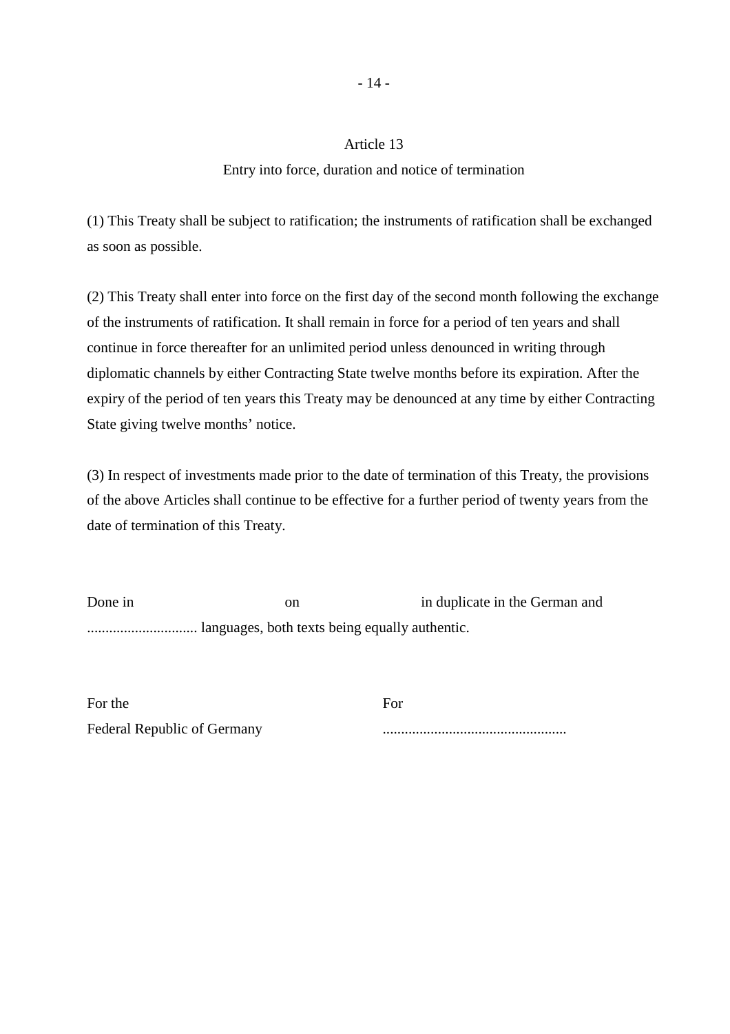## Article 13

### Entry into force, duration and notice of termination

(1) This Treaty shall be subject to ratification; the instruments of ratification shall be exchanged as soon as possible.

(2) This Treaty shall enter into force on the first day of the second month following the exchange of the instruments of ratification. It shall remain in force for a period of ten years and shall continue in force thereafter for an unlimited period unless denounced in writing through diplomatic channels by either Contracting State twelve months before its expiration. After the expiry of the period of ten years this Treaty may be denounced at any time by either Contracting State giving twelve months' notice.

(3) In respect of investments made prior to the date of termination of this Treaty, the provisions of the above Articles shall continue to be effective for a further period of twenty years from the date of termination of this Treaty.

Done in                              on                              in duplicate in the German and .............................. languages, both texts being equally authentic.

| | |
|---|---|
| For the<br>Federal Republic of Germany | For<br>.................................................. |